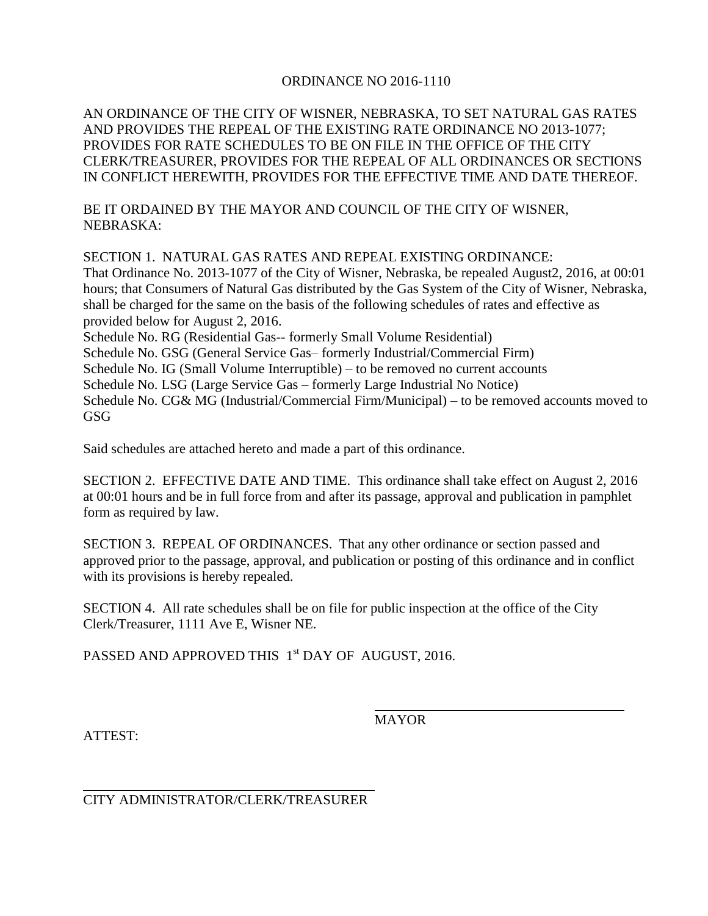# ORDINANCE NO 2016-1110

AN ORDINANCE OF THE CITY OF WISNER, NEBRASKA, TO SET NATURAL GAS RATES AND PROVIDES THE REPEAL OF THE EXISTING RATE ORDINANCE NO 2013-1077; PROVIDES FOR RATE SCHEDULES TO BE ON FILE IN THE OFFICE OF THE CITY CLERK/TREASURER, PROVIDES FOR THE REPEAL OF ALL ORDINANCES OR SECTIONS IN CONFLICT HEREWITH, PROVIDES FOR THE EFFECTIVE TIME AND DATE THEREOF.

BE IT ORDAINED BY THE MAYOR AND COUNCIL OF THE CITY OF WISNER, NEBRASKA:

SECTION 1. NATURAL GAS RATES AND REPEAL EXISTING ORDINANCE:
That Ordinance No. 2013-1077 of the City of Wisner, Nebraska, be repealed August2, 2016, at 00:01 hours; that Consumers of Natural Gas distributed by the Gas System of the City of Wisner, Nebraska, shall be charged for the same on the basis of the following schedules of rates and effective as provided below for August 2, 2016.
Schedule No. RG (Residential Gas-- formerly Small Volume Residential)
Schedule No. GSG (General Service Gas– formerly Industrial/Commercial Firm)
Schedule No. IG (Small Volume Interruptible) – to be removed no current accounts
Schedule No. LSG (Large Service Gas – formerly Large Industrial No Notice)
Schedule No. CG& MG (Industrial/Commercial Firm/Municipal) – to be removed accounts moved to GSG

Said schedules are attached hereto and made a part of this ordinance.

SECTION 2. EFFECTIVE DATE AND TIME. This ordinance shall take effect on August 2, 2016 at 00:01 hours and be in full force from and after its passage, approval and publication in pamphlet form as required by law.

SECTION 3. REPEAL OF ORDINANCES. That any other ordinance or section passed and approved prior to the passage, approval, and publication or posting of this ordinance and in conflict with its provisions is hereby repealed.

SECTION 4. All rate schedules shall be on file for public inspection at the office of the City Clerk/Treasurer, 1111 Ave E, Wisner NE.

PASSED AND APPROVED THIS 1st DAY OF AUGUST, 2016.

\_\_\_\_\_\_\_\_\_\_\_\_\_\_\_\_\_\_\_\_\_\_\_\_\_\_\_\_\_\_\_\_\_\_\_\_
MAYOR

ATTEST:

\_\_\_\_\_\_\_\_\_\_\_\_\_\_\_\_\_\_\_\_\_\_\_\_\_\_\_\_\_\_\_\_\_\_\_\_
CITY ADMINISTRATOR/CLERK/TREASURER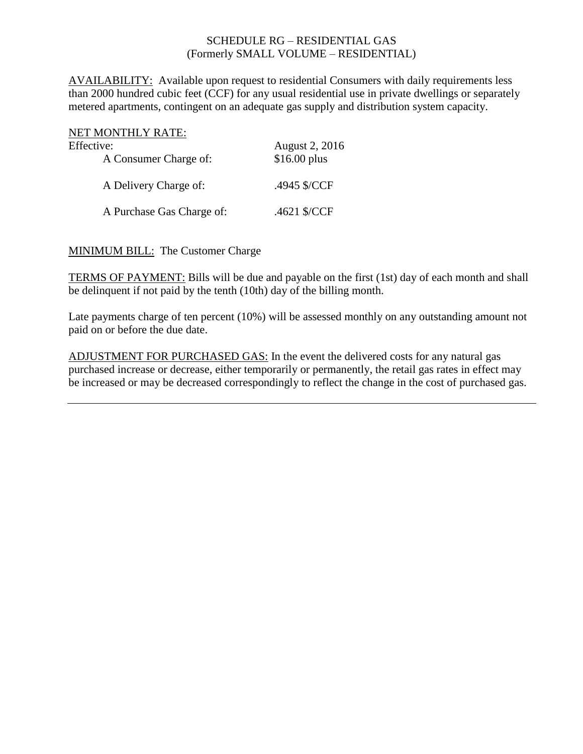# SCHEDULE RG – RESIDENTIAL GAS
(Formerly SMALL VOLUME – RESIDENTIAL)

AVAILABILITY: Available upon request to residential Consumers with daily requirements less than 2000 hundred cubic feet (CCF) for any usual residential use in private dwellings or separately metered apartments, contingent on an adequate gas supply and distribution system capacity.

NET MONTHLY RATE:

| Effective: | August 2, 2016 |
|---|---|
| A Consumer Charge of: | $16.00 plus |
| A Delivery Charge of: | .4945 $/CCF |
| A Purchase Gas Charge of: | .4621 $/CCF |

MINIMUM BILL: The Customer Charge

TERMS OF PAYMENT: Bills will be due and payable on the first (1st) day of each month and shall be delinquent if not paid by the tenth (10th) day of the billing month.

Late payments charge of ten percent (10%) will be assessed monthly on any outstanding amount not paid on or before the due date.

ADJUSTMENT FOR PURCHASED GAS: In the event the delivered costs for any natural gas purchased increase or decrease, either temporarily or permanently, the retail gas rates in effect may be increased or may be decreased correspondingly to reflect the change in the cost of purchased gas.

---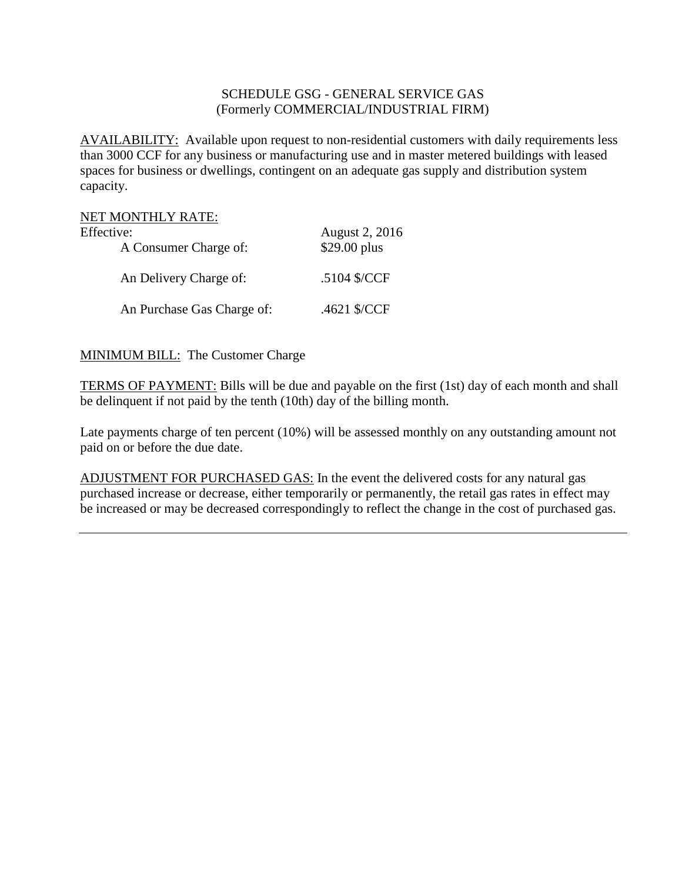SCHEDULE GSG - GENERAL SERVICE GAS
(Formerly COMMERCIAL/INDUSTRIAL FIRM)

AVAILABILITY: Available upon request to non-residential customers with daily requirements less than 3000 CCF for any business or manufacturing use and in master metered buildings with leased spaces for business or dwellings, contingent on an adequate gas supply and distribution system capacity.

NET MONTHLY RATE:

| Effective: | August 2, 2016 |
|---|---|
| A Consumer Charge of: | $29.00 plus |
| An Delivery Charge of: | .5104 $/CCF |
| An Purchase Gas Charge of: | .4621 $/CCF |

MINIMUM BILL: The Customer Charge

TERMS OF PAYMENT: Bills will be due and payable on the first (1st) day of each month and shall be delinquent if not paid by the tenth (10th) day of the billing month.

Late payments charge of ten percent (10%) will be assessed monthly on any outstanding amount not paid on or before the due date.

ADJUSTMENT FOR PURCHASED GAS: In the event the delivered costs for any natural gas purchased increase or decrease, either temporarily or permanently, the retail gas rates in effect may be increased or may be decreased correspondingly to reflect the change in the cost of purchased gas.

---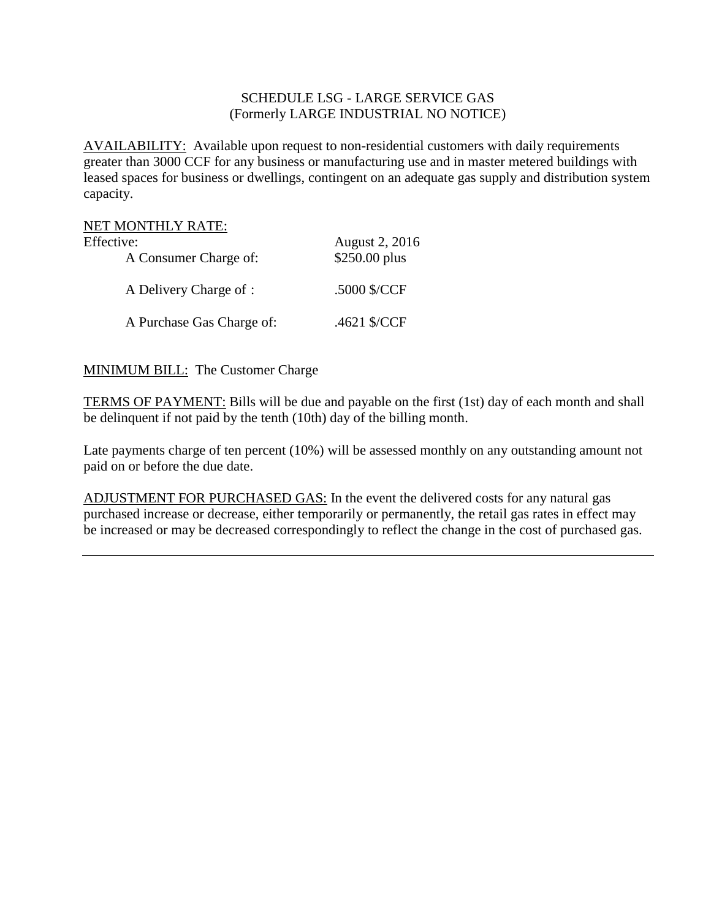# SCHEDULE LSG - LARGE SERVICE GAS
## (Formerly LARGE INDUSTRIAL NO NOTICE)

AVAILABILITY: Available upon request to non-residential customers with daily requirements greater than 3000 CCF for any business or manufacturing use and in master metered buildings with leased spaces for business or dwellings, contingent on an adequate gas supply and distribution system capacity.

NET MONTHLY RATE:

| | |
|---|---|
| Effective: | August 2, 2016 |
| A Consumer Charge of: | $250.00 plus |
| A Delivery Charge of : | .5000 $/CCF |
| A Purchase Gas Charge of: | .4621 $/CCF |

MINIMUM BILL: The Customer Charge

TERMS OF PAYMENT: Bills will be due and payable on the first (1st) day of each month and shall be delinquent if not paid by the tenth (10th) day of the billing month.

Late payments charge of ten percent (10%) will be assessed monthly on any outstanding amount not paid on or before the due date.

ADJUSTMENT FOR PURCHASED GAS: In the event the delivered costs for any natural gas purchased increase or decrease, either temporarily or permanently, the retail gas rates in effect may be increased or may be decreased correspondingly to reflect the change in the cost of purchased gas.

---